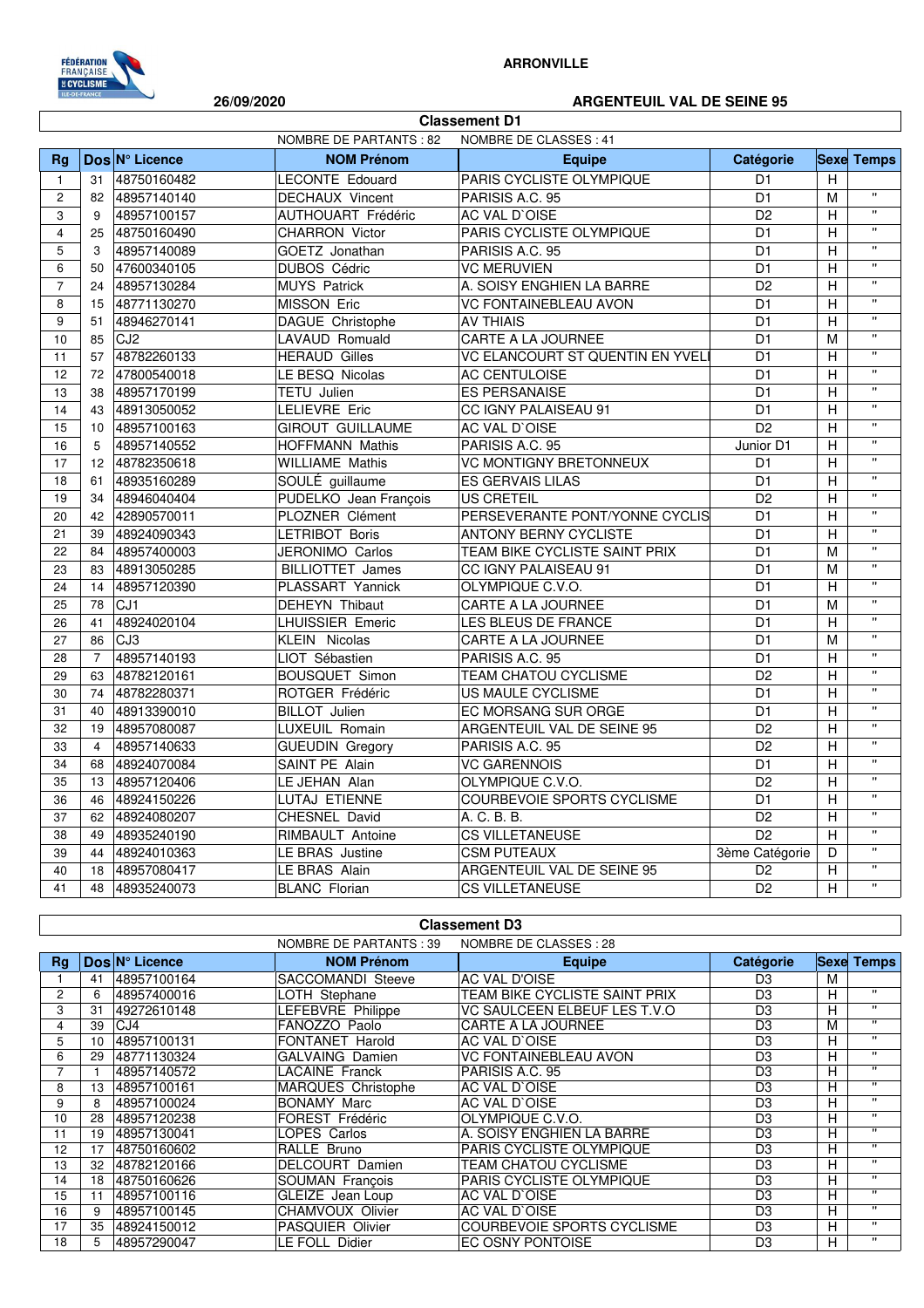ARRONVILLE

26/09/2020

ARGENTEUIL VAL DE SEINE 95

## Classement D1

NOMBRE DE PARTANTS : 82 NOMBRE DE CLASSES : 41

| Rg | Dos | N° Licence | NOM Prénom | Equipe | Catégorie | Sexe | Temps |
|---|---|---|---|---|---|---|---|
| 1 | 31 | 48750160482 | LECONTE Edouard | PARIS CYCLISTE OLYMPIQUE | D1 | H | |
| 2 | 82 | 48957140140 | DECHAUX Vincent | PARISIS A.C. 95 | D1 | M | " |
| 3 | 9 | 48957100157 | AUTHOUART Frédéric | AC VAL D`OISE | D2 | H | " |
| 4 | 25 | 48750160490 | CHARRON Victor | PARIS CYCLISTE OLYMPIQUE | D1 | H | " |
| 5 | 3 | 48957140089 | GOETZ Jonathan | PARISIS A.C. 95 | D1 | H | " |
| 6 | 50 | 47600340105 | DUBOS Cédric | VC MERUVIEN | D1 | H | " |
| 7 | 24 | 48957130284 | MUYS Patrick | A. SOISY ENGHIEN LA BARRE | D2 | H | " |
| 8 | 15 | 48771130270 | MISSON Eric | VC FONTAINEBLEAU AVON | D1 | H | " |
| 9 | 51 | 48946270141 | DAGUE Christophe | AV THIAIS | D1 | H | " |
| 10 | 85 | CJ2 | LAVAUD Romuald | CARTE A LA JOURNEE | D1 | M | " |
| 11 | 57 | 48782260133 | HERAUD Gilles | VC ELANCOURT ST QUENTIN EN YVELI | D1 | H | " |
| 12 | 72 | 47800540018 | LE BESQ Nicolas | AC CENTULOISE | D1 | H | " |
| 13 | 38 | 48957170199 | TETU Julien | ES PERSANAISE | D1 | H | " |
| 14 | 43 | 48913050052 | LELIEVRE Eric | CC IGNY PALAISEAU 91 | D1 | H | " |
| 15 | 10 | 48957100163 | GIROUT GUILLAUME | AC VAL D`OISE | D2 | H | " |
| 16 | 5 | 48957140552 | HOFFMANN Mathis | PARISIS A.C. 95 | Junior D1 | H | " |
| 17 | 12 | 48782350618 | WILLIAME Mathis | VC MONTIGNY BRETONNEUX | D1 | H | " |
| 18 | 61 | 48935160289 | SOULÉ guillaume | ES GERVAIS LILAS | D1 | H | " |
| 19 | 34 | 48946040404 | PUDELKO Jean François | US CRETEIL | D2 | H | " |
| 20 | 42 | 42890570011 | PLOZNER Clément | PERSEVERANTE PONT/YONNE CYCLIS | D1 | H | " |
| 21 | 39 | 48924090343 | LETRIBOT Boris | ANTONY BERNY CYCLISTE | D1 | H | " |
| 22 | 84 | 48957400003 | JERONIMO Carlos | TEAM BIKE CYCLISTE SAINT PRIX | D1 | M | " |
| 23 | 83 | 48913050285 | BILLIOTTET James | CC IGNY PALAISEAU 91 | D1 | M | " |
| 24 | 14 | 48957120390 | PLASSART Yannick | OLYMPIQUE C.V.O. | D1 | H | " |
| 25 | 78 | CJ1 | DEHEYN Thibaut | CARTE A LA JOURNEE | D1 | M | " |
| 26 | 41 | 48924020104 | LHUISSIER Emeric | LES BLEUS DE FRANCE | D1 | H | " |
| 27 | 86 | CJ3 | KLEIN Nicolas | CARTE A LA JOURNEE | D1 | M | " |
| 28 | 7 | 48957140193 | LIOT Sébastien | PARISIS A.C. 95 | D1 | H | " |
| 29 | 63 | 48782120161 | BOUSQUET Simon | TEAM CHATOU CYCLISME | D2 | H | " |
| 30 | 74 | 48782280371 | ROTGER Frédéric | US MAULE CYCLISME | D1 | H | " |
| 31 | 40 | 48913390010 | BILLOT Julien | EC MORSANG SUR ORGE | D1 | H | " |
| 32 | 19 | 48957080087 | LUXEUIL Romain | ARGENTEUIL VAL DE SEINE 95 | D2 | H | " |
| 33 | 4 | 48957140633 | GUEUDIN Gregory | PARISIS A.C. 95 | D2 | H | " |
| 34 | 68 | 48924070084 | SAINT PE Alain | VC GARENNOIS | D1 | H | " |
| 35 | 13 | 48957120406 | LE JEHAN Alan | OLYMPIQUE C.V.O. | D2 | H | " |
| 36 | 46 | 48924150226 | LUTAJ ETIENNE | COURBEVOIE SPORTS CYCLISME | D1 | H | " |
| 37 | 62 | 48924080207 | CHESNEL David | A. C. B. B. | D2 | H | " |
| 38 | 49 | 48935240190 | RIMBAULT Antoine | CS VILLETANEUSE | D2 | H | " |
| 39 | 44 | 48924010363 | LE BRAS Justine | CSM PUTEAUX | 3ème Catégorie | D | " |
| 40 | 18 | 48957080417 | LE BRAS Alain | ARGENTEUIL VAL DE SEINE 95 | D2 | H | " |
| 41 | 48 | 48935240073 | BLANC Florian | CS VILLETANEUSE | D2 | H | " |

## Classement D3

NOMBRE DE PARTANTS : 39 NOMBRE DE CLASSES : 28

| Rg | Dos | N° Licence | NOM Prénom | Equipe | Catégorie | Sexe | Temps |
|---|---|---|---|---|---|---|---|
| 1 | 41 | 48957100164 | SACCOMANDI Steeve | AC VAL D'OISE | D3 | M | |
| 2 | 6 | 48957400016 | LOTH Stephane | TEAM BIKE CYCLISTE SAINT PRIX | D3 | H | " |
| 3 | 31 | 49272610148 | LEFEBVRE Philippe | VC SAULCEEN ELBEUF LES T.V.O | D3 | H | " |
| 4 | 39 | CJ4 | FANOZZO Paolo | CARTE A LA JOURNEE | D3 | M | " |
| 5 | 10 | 48957100131 | FONTANET Harold | AC VAL D`OISE | D3 | H | " |
| 6 | 29 | 48771130324 | GALVAING Damien | VC FONTAINEBLEAU AVON | D3 | H | " |
| 7 | 1 | 48957140572 | LACAINE Franck | PARISIS A.C. 95 | D3 | H | " |
| 8 | 13 | 48957100161 | MARQUES Christophe | AC VAL D`OISE | D3 | H | " |
| 9 | 8 | 48957100024 | BONAMY Marc | AC VAL D`OISE | D3 | H | " |
| 10 | 28 | 48957120238 | FOREST Frédéric | OLYMPIQUE C.V.O. | D3 | H | " |
| 11 | 19 | 48957130041 | LOPES Carlos | A. SOISY ENGHIEN LA BARRE | D3 | H | " |
| 12 | 17 | 48750160602 | RALLE Bruno | PARIS CYCLISTE OLYMPIQUE | D3 | H | " |
| 13 | 32 | 48782120166 | DELCOURT Damien | TEAM CHATOU CYCLISME | D3 | H | " |
| 14 | 18 | 48750160626 | SOUMAN François | PARIS CYCLISTE OLYMPIQUE | D3 | H | " |
| 15 | 11 | 48957100116 | GLEIZE Jean Loup | AC VAL D`OISE | D3 | H | " |
| 16 | 9 | 48957100145 | CHAMVOUX Olivier | AC VAL D`OISE | D3 | H | " |
| 17 | 35 | 48924150012 | PASQUIER Olivier | COURBEVOIE SPORTS CYCLISME | D3 | H | " |
| 18 | 5 | 48957290047 | LE FOLL Didier | EC OSNY PONTOISE | D3 | H | " |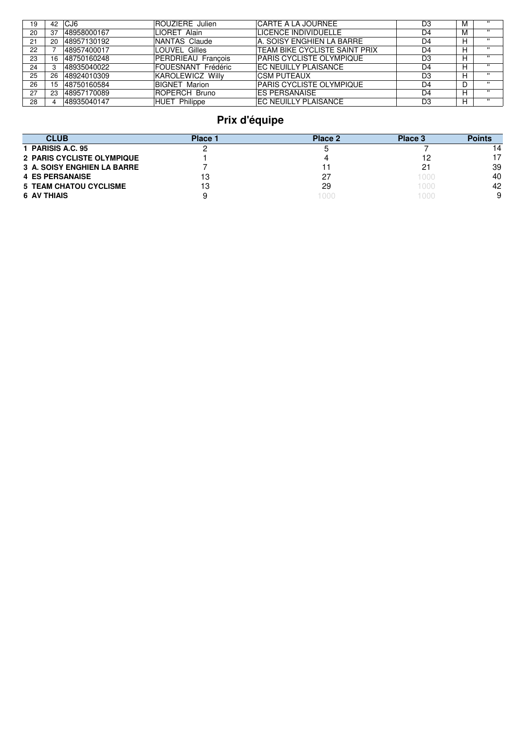| | | | | | | | |
|---|---|---|---|---|---|---|---|
| 19 | 42 | CJ6 | ROUZIERE Julien | CARTE A LA JOURNEE | D3 | M | " |
| 20 | 37 | 48958000167 | LIORET Alain | LICENCE INDIVIDUELLE | D4 | M | " |
| 21 | 20 | 48957130192 | NANTAS Claude | A. SOISY ENGHIEN LA BARRE | D4 | H | " |
| 22 | 7 | 48957400017 | LOUVEL Gilles | TEAM BIKE CYCLISTE SAINT PRIX | D4 | H | " |
| 23 | 16 | 48750160248 | PERDRIEAU François | PARIS CYCLISTE OLYMPIQUE | D3 | H | " |
| 24 | 3 | 48935040022 | FOUESNANT Frédéric | EC NEUILLY PLAISANCE | D4 | H | " |
| 25 | 26 | 48924010309 | KAROLEWICZ Willy | CSM PUTEAUX | D3 | H | " |
| 26 | 15 | 48750160584 | BIGNET Marion | PARIS CYCLISTE OLYMPIQUE | D4 | D | " |
| 27 | 23 | 48957170089 | ROPERCH Bruno | ES PERSANAISE | D4 | H | " |
| 28 | 4 | 48935040147 | HUET Philippe | EC NEUILLY PLAISANCE | D3 | H | " |

## Prix d'équipe

| CLUB | Place 1 | Place 2 | Place 3 | Points |
|---|---|---|---|---|
| **1 PARISIS A.C. 95** | 2 | 5 | 7 | 14 |
| **2 PARIS CYCLISTE OLYMPIQUE** | 1 | 4 | 12 | 17 |
| **3 A. SOISY ENGHIEN LA BARRE** | 7 | 11 | 21 | 39 |
| **4 ES PERSANAISE** | 13 | 27 | 1000 | 40 |
| **5 TEAM CHATOU CYCLISME** | 13 | 29 | 1000 | 42 |
| **6 AV THIAIS** | 9 | 1000 | 1000 | 9 |